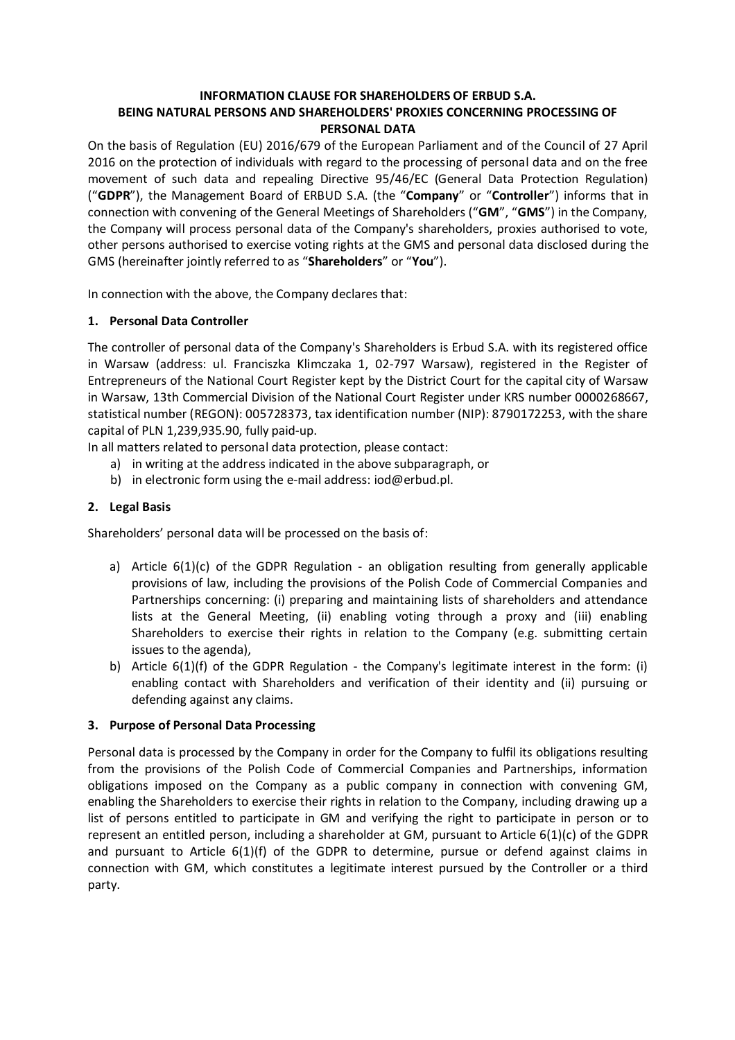# INFORMATION CLAUSE FOR SHAREHOLDERS OF ERBUD S.A. BEING NATURAL PERSONS AND SHAREHOLDERS' PROXIES CONCERNING PROCESSING OF PERSONAL DATA

On the basis of Regulation (EU) 2016/679 of the European Parliament and of the Council of 27 April 2016 on the protection of individuals with regard to the processing of personal data and on the free movement of such data and repealing Directive 95/46/EC (General Data Protection Regulation) ("**GDPR**"), the Management Board of ERBUD S.A. (the "**Company**" or "**Controller**") informs that in connection with convening of the General Meetings of Shareholders ("**GM**", "**GMS**") in the Company, the Company will process personal data of the Company's shareholders, proxies authorised to vote, other persons authorised to exercise voting rights at the GMS and personal data disclosed during the GMS (hereinafter jointly referred to as "**Shareholders**" or "**You**").

In connection with the above, the Company declares that:

## 1. Personal Data Controller

The controller of personal data of the Company's Shareholders is Erbud S.A. with its registered office in Warsaw (address: ul. Franciszka Klimczaka 1, 02-797 Warsaw), registered in the Register of Entrepreneurs of the National Court Register kept by the District Court for the capital city of Warsaw in Warsaw, 13th Commercial Division of the National Court Register under KRS number 0000268667, statistical number (REGON): 005728373, tax identification number (NIP): 8790172253, with the share capital of PLN 1,239,935.90, fully paid-up.

In all matters related to personal data protection, please contact:

a) in writing at the address indicated in the above subparagraph, or
b) in electronic form using the e-mail address: iod@erbud.pl.

## 2. Legal Basis

Shareholders' personal data will be processed on the basis of:

a) Article 6(1)(c) of the GDPR Regulation - an obligation resulting from generally applicable provisions of law, including the provisions of the Polish Code of Commercial Companies and Partnerships concerning: (i) preparing and maintaining lists of shareholders and attendance lists at the General Meeting, (ii) enabling voting through a proxy and (iii) enabling Shareholders to exercise their rights in relation to the Company (e.g. submitting certain issues to the agenda),
b) Article 6(1)(f) of the GDPR Regulation - the Company's legitimate interest in the form: (i) enabling contact with Shareholders and verification of their identity and (ii) pursuing or defending against any claims.

## 3. Purpose of Personal Data Processing

Personal data is processed by the Company in order for the Company to fulfil its obligations resulting from the provisions of the Polish Code of Commercial Companies and Partnerships, information obligations imposed on the Company as a public company in connection with convening GM, enabling the Shareholders to exercise their rights in relation to the Company, including drawing up a list of persons entitled to participate in GM and verifying the right to participate in person or to represent an entitled person, including a shareholder at GM, pursuant to Article 6(1)(c) of the GDPR and pursuant to Article 6(1)(f) of the GDPR to determine, pursue or defend against claims in connection with GM, which constitutes a legitimate interest pursued by the Controller or a third party.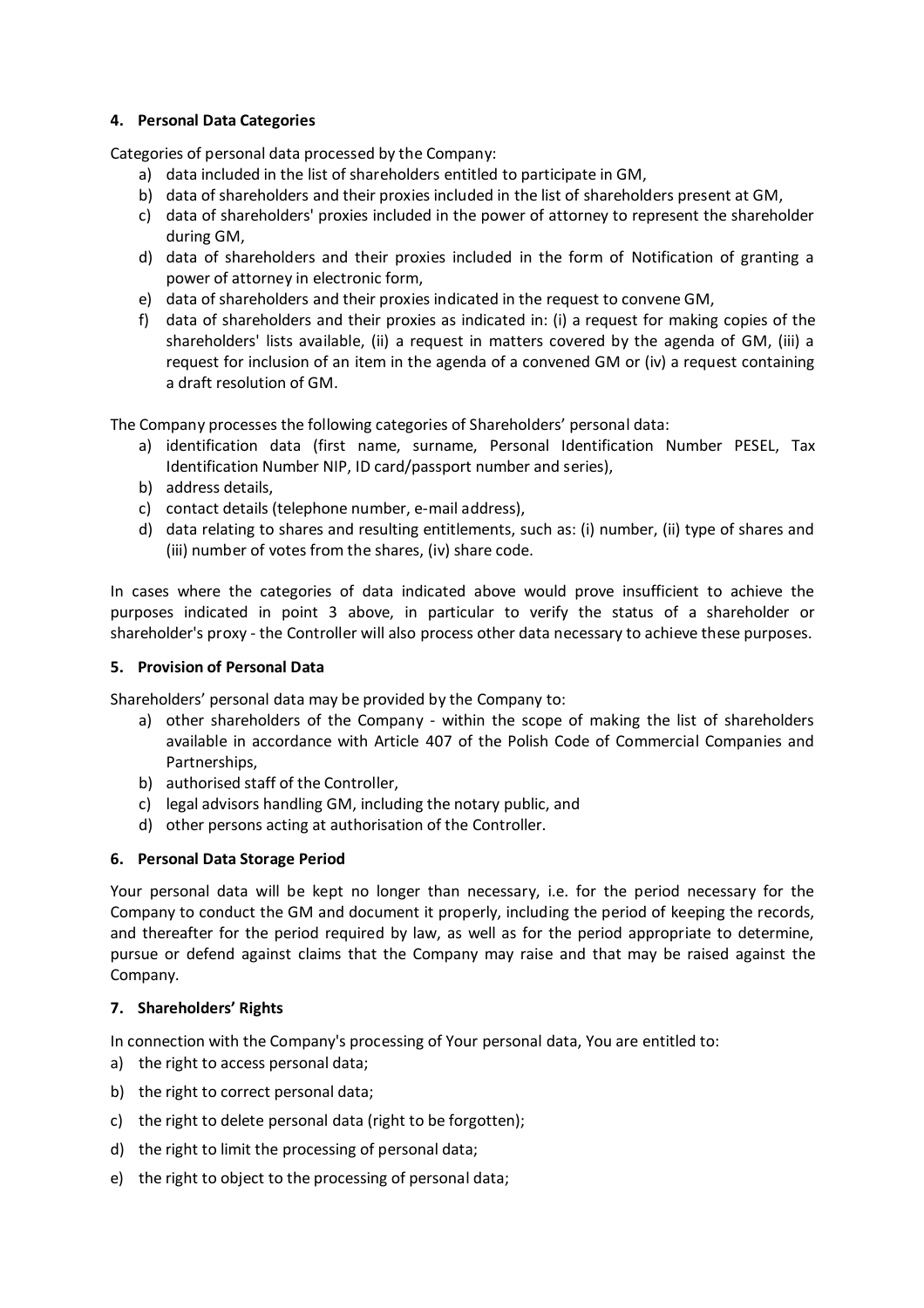### 4. Personal Data Categories

Categories of personal data processed by the Company:

a) data included in the list of shareholders entitled to participate in GM,
b) data of shareholders and their proxies included in the list of shareholders present at GM,
c) data of shareholders' proxies included in the power of attorney to represent the shareholder during GM,
d) data of shareholders and their proxies included in the form of Notification of granting a power of attorney in electronic form,
e) data of shareholders and their proxies indicated in the request to convene GM,
f) data of shareholders and their proxies as indicated in: (i) a request for making copies of the shareholders' lists available, (ii) a request in matters covered by the agenda of GM, (iii) a request for inclusion of an item in the agenda of a convened GM or (iv) a request containing a draft resolution of GM.

The Company processes the following categories of Shareholders' personal data:

a) identification data (first name, surname, Personal Identification Number PESEL, Tax Identification Number NIP, ID card/passport number and series),
b) address details,
c) contact details (telephone number, e-mail address),
d) data relating to shares and resulting entitlements, such as: (i) number, (ii) type of shares and (iii) number of votes from the shares, (iv) share code.

In cases where the categories of data indicated above would prove insufficient to achieve the purposes indicated in point 3 above, in particular to verify the status of a shareholder or shareholder's proxy - the Controller will also process other data necessary to achieve these purposes.

### 5. Provision of Personal Data

Shareholders' personal data may be provided by the Company to:

a) other shareholders of the Company - within the scope of making the list of shareholders available in accordance with Article 407 of the Polish Code of Commercial Companies and Partnerships,
b) authorised staff of the Controller,
c) legal advisors handling GM, including the notary public, and
d) other persons acting at authorisation of the Controller.

### 6. Personal Data Storage Period

Your personal data will be kept no longer than necessary, i.e. for the period necessary for the Company to conduct the GM and document it properly, including the period of keeping the records, and thereafter for the period required by law, as well as for the period appropriate to determine, pursue or defend against claims that the Company may raise and that may be raised against the Company.

### 7. Shareholders' Rights

In connection with the Company's processing of Your personal data, You are entitled to:

a) the right to access personal data;
b) the right to correct personal data;
c) the right to delete personal data (right to be forgotten);
d) the right to limit the processing of personal data;
e) the right to object to the processing of personal data;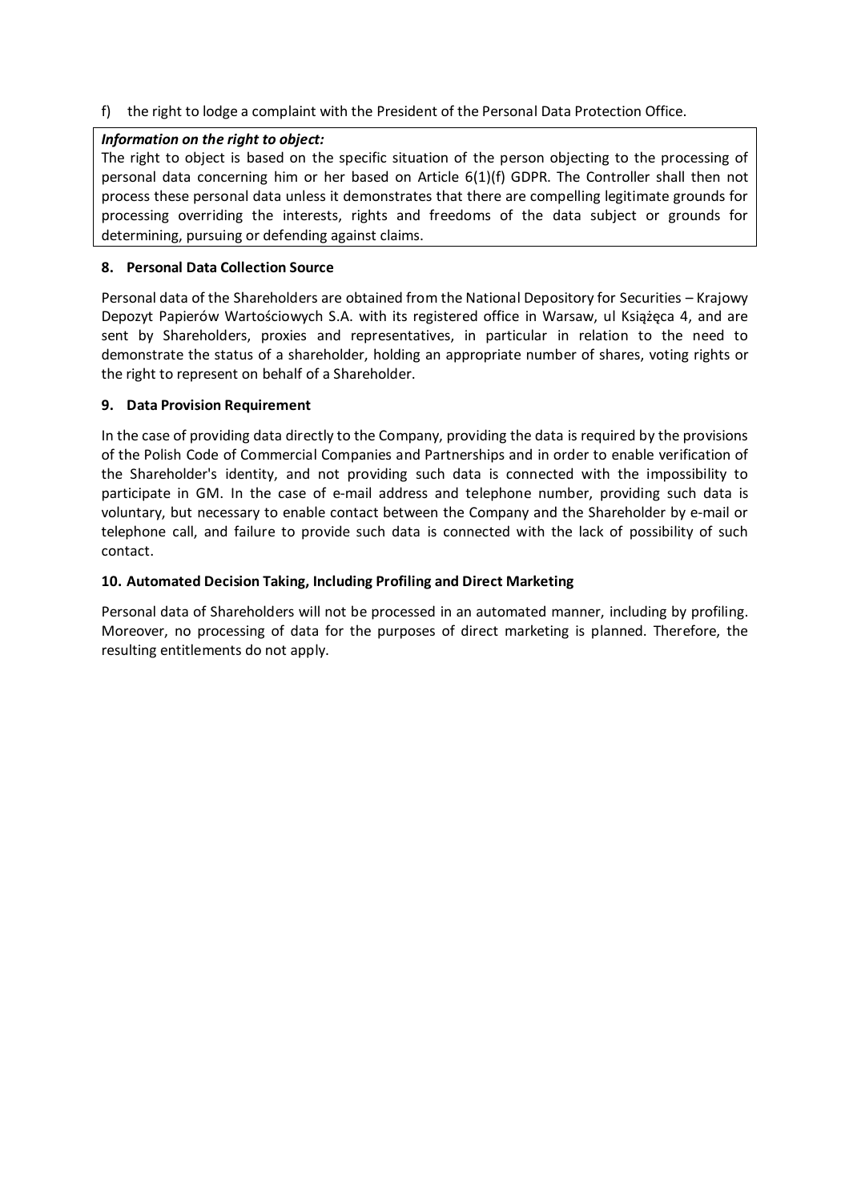f) the right to lodge a complaint with the President of the Personal Data Protection Office.

***Information on the right to object:***
The right to object is based on the specific situation of the person objecting to the processing of personal data concerning him or her based on Article 6(1)(f) GDPR. The Controller shall then not process these personal data unless it demonstrates that there are compelling legitimate grounds for processing overriding the interests, rights and freedoms of the data subject or grounds for determining, pursuing or defending against claims.

## 8. Personal Data Collection Source

Personal data of the Shareholders are obtained from the National Depository for Securities – Krajowy Depozyt Papierów Wartościowych S.A. with its registered office in Warsaw, ul Książęca 4, and are sent by Shareholders, proxies and representatives, in particular in relation to the need to demonstrate the status of a shareholder, holding an appropriate number of shares, voting rights or the right to represent on behalf of a Shareholder.

## 9. Data Provision Requirement

In the case of providing data directly to the Company, providing the data is required by the provisions of the Polish Code of Commercial Companies and Partnerships and in order to enable verification of the Shareholder's identity, and not providing such data is connected with the impossibility to participate in GM. In the case of e-mail address and telephone number, providing such data is voluntary, but necessary to enable contact between the Company and the Shareholder by e-mail or telephone call, and failure to provide such data is connected with the lack of possibility of such contact.

## 10. Automated Decision Taking, Including Profiling and Direct Marketing

Personal data of Shareholders will not be processed in an automated manner, including by profiling. Moreover, no processing of data for the purposes of direct marketing is planned. Therefore, the resulting entitlements do not apply.